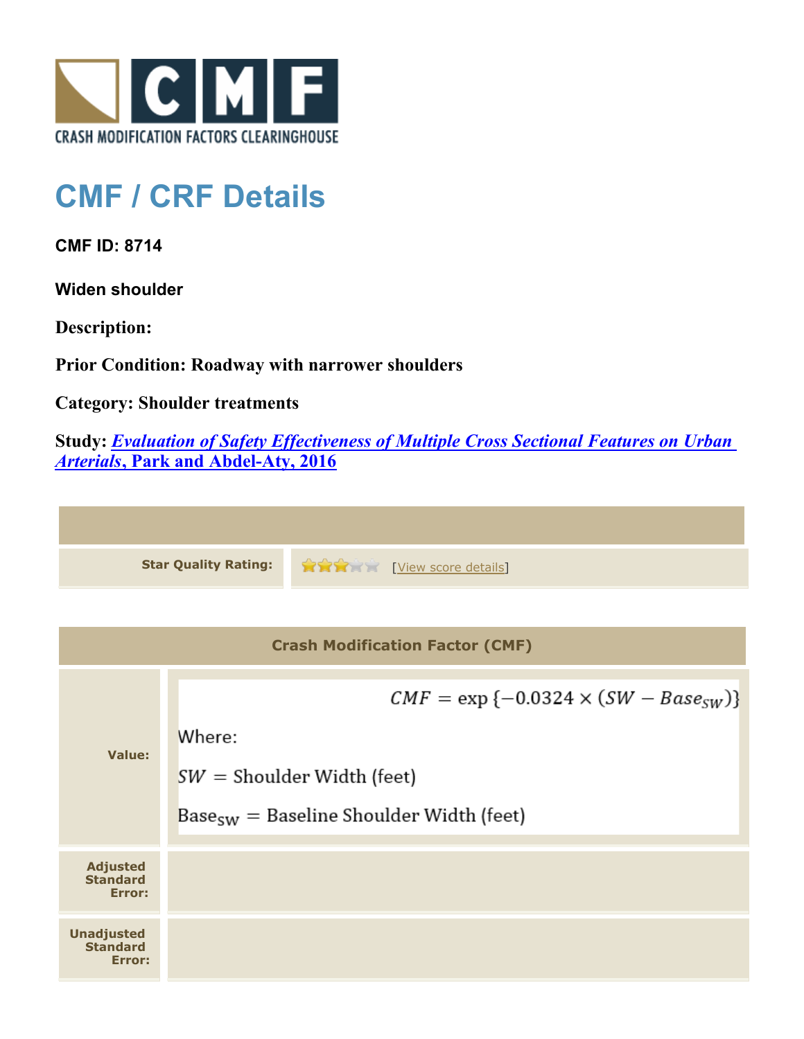CRASH MODIFICATION FACTORS CLEARINGHOUSE

# CMF / CRF Details

**CMF ID: 8714**

**Widen shoulder**

**Description:**

**Prior Condition: Roadway with narrower shoulders**

**Category: Shoulder treatments**

**Study: *Evaluation of Safety Effectiveness of Multiple Cross Sectional Features on Urban Arterials*, Park and Abdel-Aty, 2016**

| | |
|---|---|
| **Star Quality Rating:** | [View score details] |

| Crash Modification Factor (CMF) | |
|---|---|
| **Value:** | $$CMF = \exp\{-0.0324 \times (SW - Base_{SW})\}$$ Where: $SW$ = Shoulder Width (feet) $\text{Base}_{\text{SW}}$ = Baseline Shoulder Width (feet) |
| **Adjusted Standard Error:** | |
| **Unadjusted Standard Error:** | |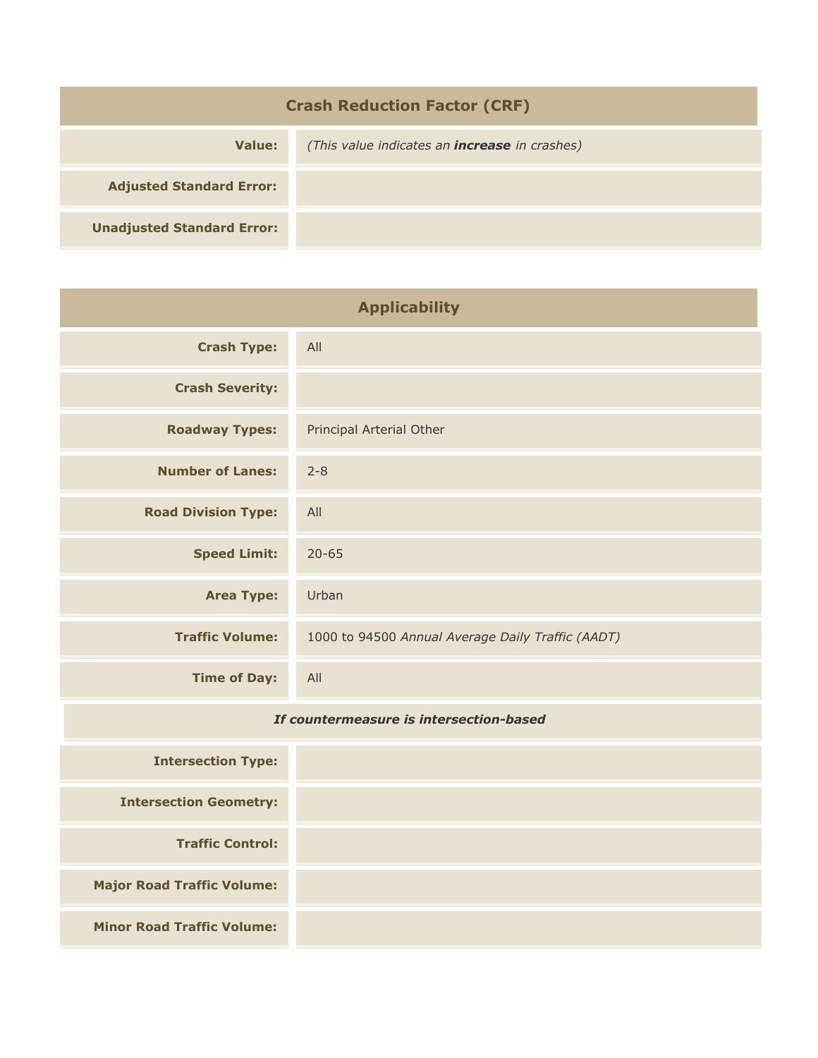| Crash Reduction Factor (CRF) | |
| --- | --- |
| **Value:** | *(This value indicates an **increase** in crashes)* |
| **Adjusted Standard Error:** | |
| **Unadjusted Standard Error:** | |

| Applicability | |
| --- | --- |
| **Crash Type:** | All |
| **Crash Severity:** | |
| **Roadway Types:** | Principal Arterial Other |
| **Number of Lanes:** | 2-8 |
| **Road Division Type:** | All |
| **Speed Limit:** | 20-65 |
| **Area Type:** | Urban |
| **Traffic Volume:** | 1000 to 94500 *Annual Average Daily Traffic (AADT)* |
| **Time of Day:** | All |
| ***If countermeasure is intersection-based*** | |
| **Intersection Type:** | |
| **Intersection Geometry:** | |
| **Traffic Control:** | |
| **Major Road Traffic Volume:** | |
| **Minor Road Traffic Volume:** | |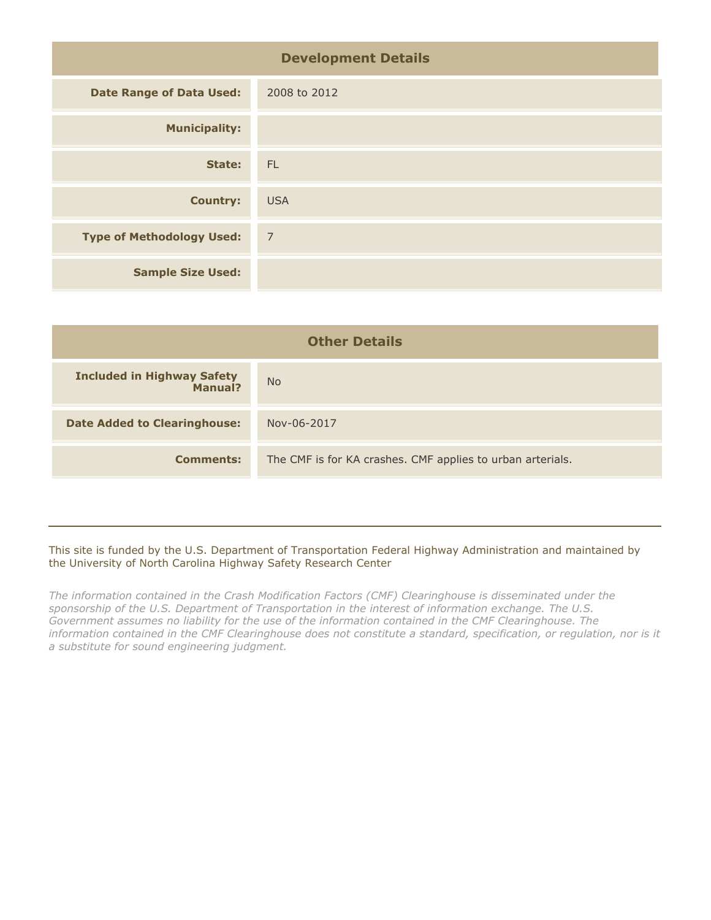## Development Details

| | |
|---|---|
| **Date Range of Data Used:** | 2008 to 2012 |
| **Municipality:** | |
| **State:** | FL |
| **Country:** | USA |
| **Type of Methodology Used:** | 7 |
| **Sample Size Used:** | |

## Other Details

| | |
|---|---|
| **Included in Highway Safety Manual?** | No |
| **Date Added to Clearinghouse:** | Nov-06-2017 |
| **Comments:** | The CMF is for KA crashes. CMF applies to urban arterials. |

---

This site is funded by the U.S. Department of Transportation Federal Highway Administration and maintained by the University of North Carolina Highway Safety Research Center

*The information contained in the Crash Modification Factors (CMF) Clearinghouse is disseminated under the sponsorship of the U.S. Department of Transportation in the interest of information exchange. The U.S. Government assumes no liability for the use of the information contained in the CMF Clearinghouse. The information contained in the CMF Clearinghouse does not constitute a standard, specification, or regulation, nor is it a substitute for sound engineering judgment.*